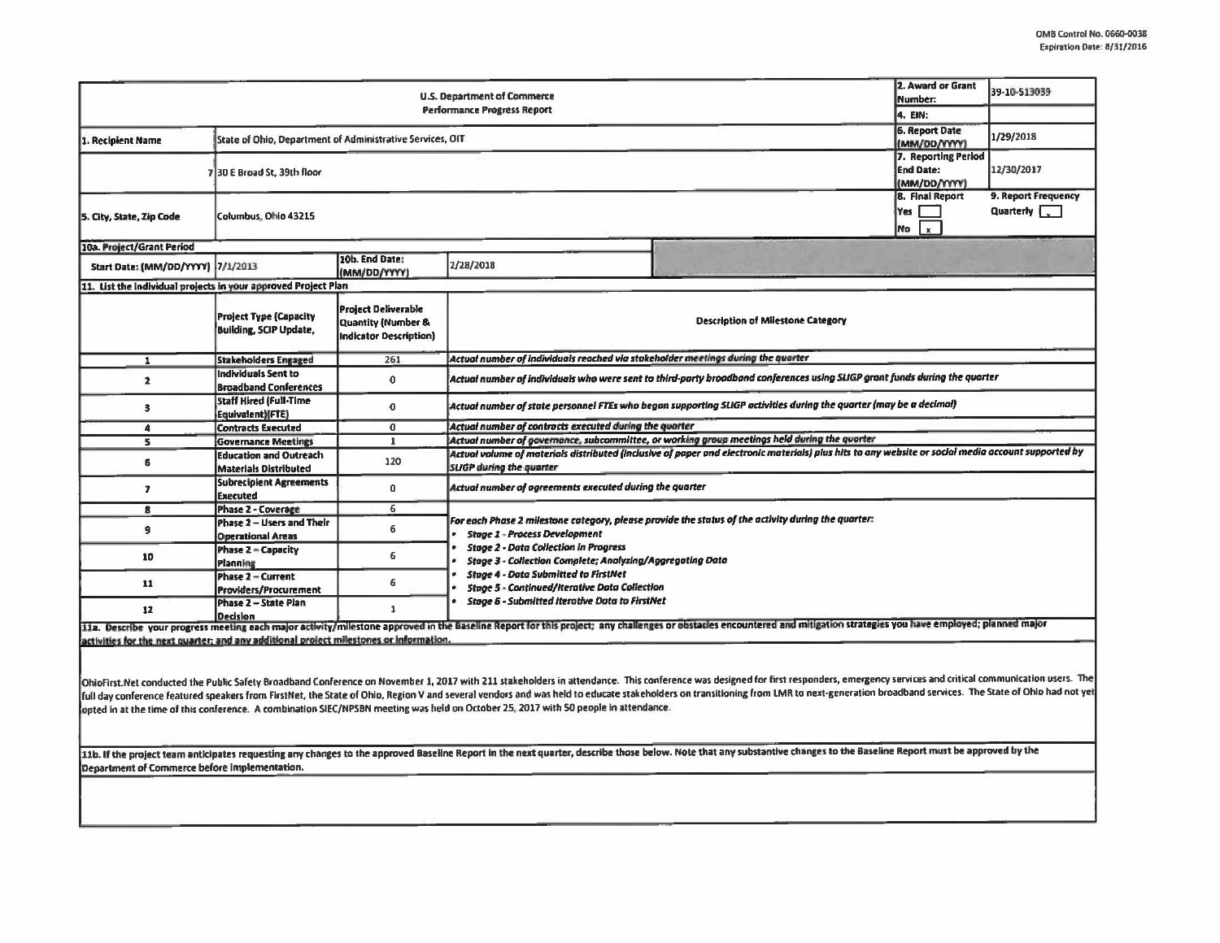OMB Control No. 0660-0038
Expiration Date: 8/31/2016

| U.S. Department of Commerce Performance Progress Report | | | 2. Award or Grant Number: | 39-10-S13039 |
|---|---|---|---|---|
| | | | 4. EIN: | |
| 1. Recipient Name | State of Ohio, Department of Administrative Services, OIT | | 6. Report Date (MM/DD/YYYY) | 1/29/2018 |
| 3. Street Address | 30 E Broad St, 39th floor | | 7. Reporting Period End Date: (MM/DD/YYYY) | 12/30/2017 |
| 5. City, State, Zip Code | Columbus, Ohio 43215 | | 8. Final Report Yes [ ] No [x] | 9. Report Frequency Quarterly [✓] |
| 10a. Project/Grant Period | | | | |
| Start Date: (MM/DD/YYYY) | 7/1/2013 | 10b. End Date: (MM/DD/YYYY) | 2/28/2018 | |

**11. List the individual projects in your approved Project Plan**

| | Project Type (Capacity Building, SCIP Update, | Project Deliverable Quantity (Number & Indicator Description) | Description of Milestone Category |
|---|---|---|---|
| 1 | Stakeholders Engaged | 261 | *Actual number of individuals reached via stakeholder meetings during the quarter* |
| 2 | Individuals Sent to Broadband Conferences | 0 | *Actual number of individuals who were sent to third-party broadband conferences using SLIGP grant funds during the quarter* |
| 3 | Staff Hired (Full-Time Equivalent)(FTE) | 0 | *Actual number of state personnel FTEs who began supporting SLIGP activities during the quarter (may be a decimal)* |
| 4 | Contracts Executed | 0 | *Actual number of contracts executed during the quarter* |
| 5 | Governance Meetings | 1 | *Actual number of governance, subcommittee, or working group meetings held during the quarter* |
| 6 | Education and Outreach Materials Distributed | 120 | *Actual volume of materials distributed (inclusive of paper and electronic materials) plus hits to any website or social media account supported by SLIGP during the quarter* |
| 7 | Subrecipient Agreements Executed | 0 | *Actual number of agreements executed during the quarter* |
| 8 | Phase 2 - Coverage | 6 | *For each Phase 2 milestone category, please provide the status of the activity during the quarter:* <br> • *Stage 1 - Process Development* <br> • *Stage 2 - Data Collection in Progress* <br> • *Stage 3 - Collection Complete; Analyzing/Aggregating Data* <br> • *Stage 4 - Data Submitted to FirstNet* <br> • *Stage 5 - Continued/Iterative Data Collection* <br> • *Stage 6 - Submitted Iterative Data to FirstNet* |
| 9 | Phase 2 – Users and Their Operational Areas | 6 | |
| 10 | Phase 2 – Capacity Planning | 6 | |
| 11 | Phase 2 – Current Providers/Procurement | 6 | |
| 12 | Phase 2 – State Plan Decision | 1 | |

**11a. Describe your progress meeting each major activity/milestone approved in the Baseline Report for this project; any challenges or obstacles encountered and mitigation strategies you have employed; planned major activities for the next quarter; and any additional project milestones or information.**

OhioFirst.Net conducted the Public Safety Broadband Conference on November 1, 2017 with 211 stakeholders in attendance. This conference was designed for first responders, emergency services and critical communication users. The full day conference featured speakers from FirstNet, the State of Ohio, Region V and several vendors and was held to educate stakeholders on transitioning from LMR to next-generation broadband services. The State of Ohio had not yet opted in at the time of this conference. A combination SIEC/NPSBN meeting was held on October 25, 2017 with 50 people in attendance.

**11b. If the project team anticipates requesting any changes to the approved Baseline Report in the next quarter, describe those below. Note that any substantive changes to the Baseline Report must be approved by the Department of Commerce before implementation.**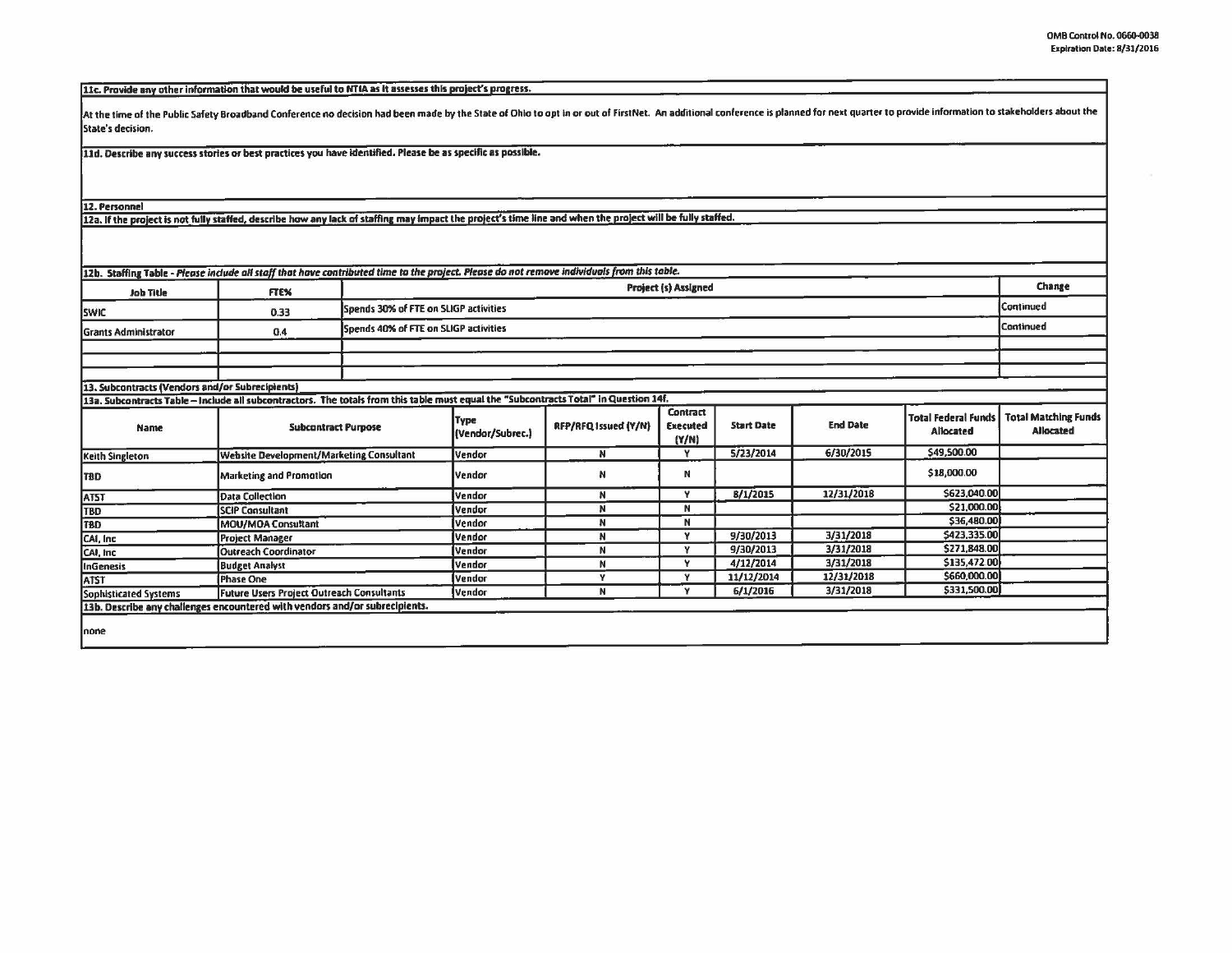**11c. Provide any other information that would be useful to NTIA as it assesses this project's progress.**

At the time of the Public Safety Broadband Conference no decision had been made by the State of Ohio to opt in or out of FirstNet. An additional conference is planned for next quarter to provide information to stakeholders about the State's decision.

**11d. Describe any success stories or best practices you have identified. Please be as specific as possible.**

**12. Personnel**

**12a. If the project is not fully staffed, describe how any lack of staffing may impact the project's time line and when the project will be fully staffed.**

**12b. Staffing Table** - *Please include all staff that have contributed time to the project. Please do not remove individuals from this table.*

| Job Title | FTE% | Project (s) Assigned | Change |
|---|---|---|---|
| SWIC | 0.33 | Spends 30% of FTE on SLIGP activities | Continued |
| Grants Administrator | 0.4 | Spends 40% of FTE on SLIGP activities | Continued |
| | | | |
| | | | |
| | | | |

**13. Subcontracts (Vendors and/or Subrecipients)**

**13a. Subcontracts Table – Include all subcontractors. The totals from this table must equal the "Subcontracts Total" in Question 14f.**

| Name | Subcontract Purpose | Type (Vendor/Subrec.) | RFP/RFQ Issued (Y/N) | Contract Executed (Y/N) | Start Date | End Date | Total Federal Funds Allocated | Total Matching Funds Allocated |
|---|---|---|---|---|---|---|---|---|
| Keith Singleton | Website Development/Marketing Consultant | Vendor | N | Y | 5/23/2014 | 6/30/2015 | $49,500.00 | |
| TBD | Marketing and Promotion | Vendor | N | N | | | $18,000.00 | |
| ATST | Data Collection | Vendor | N | Y | 8/1/2015 | 12/31/2018 | $623,040.00 | |
| TBD | SCIP Consultant | Vendor | N | N | | | $21,000.00 | |
| TBD | MOU/MOA Consultant | Vendor | N | N | | | $36,480.00 | |
| CAI, Inc | Project Manager | Vendor | N | Y | 9/30/2013 | 3/31/2018 | $423,335.00 | |
| CAI, Inc | Outreach Coordinator | Vendor | N | Y | 9/30/2013 | 3/31/2018 | $271,848.00 | |
| InGenesis | Budget Analyst | Vendor | N | Y | 4/12/2014 | 3/31/2018 | $135,472.00 | |
| ATST | Phase One | Vendor | Y | Y | 11/12/2014 | 12/31/2018 | $660,000.00 | |
| Sophisticated Systems | Future Users Project Outreach Consultants | Vendor | N | Y | 6/1/2016 | 3/31/2018 | $331,500.00 | |

**13b. Describe any challenges encountered with vendors and/or subrecipients.**

none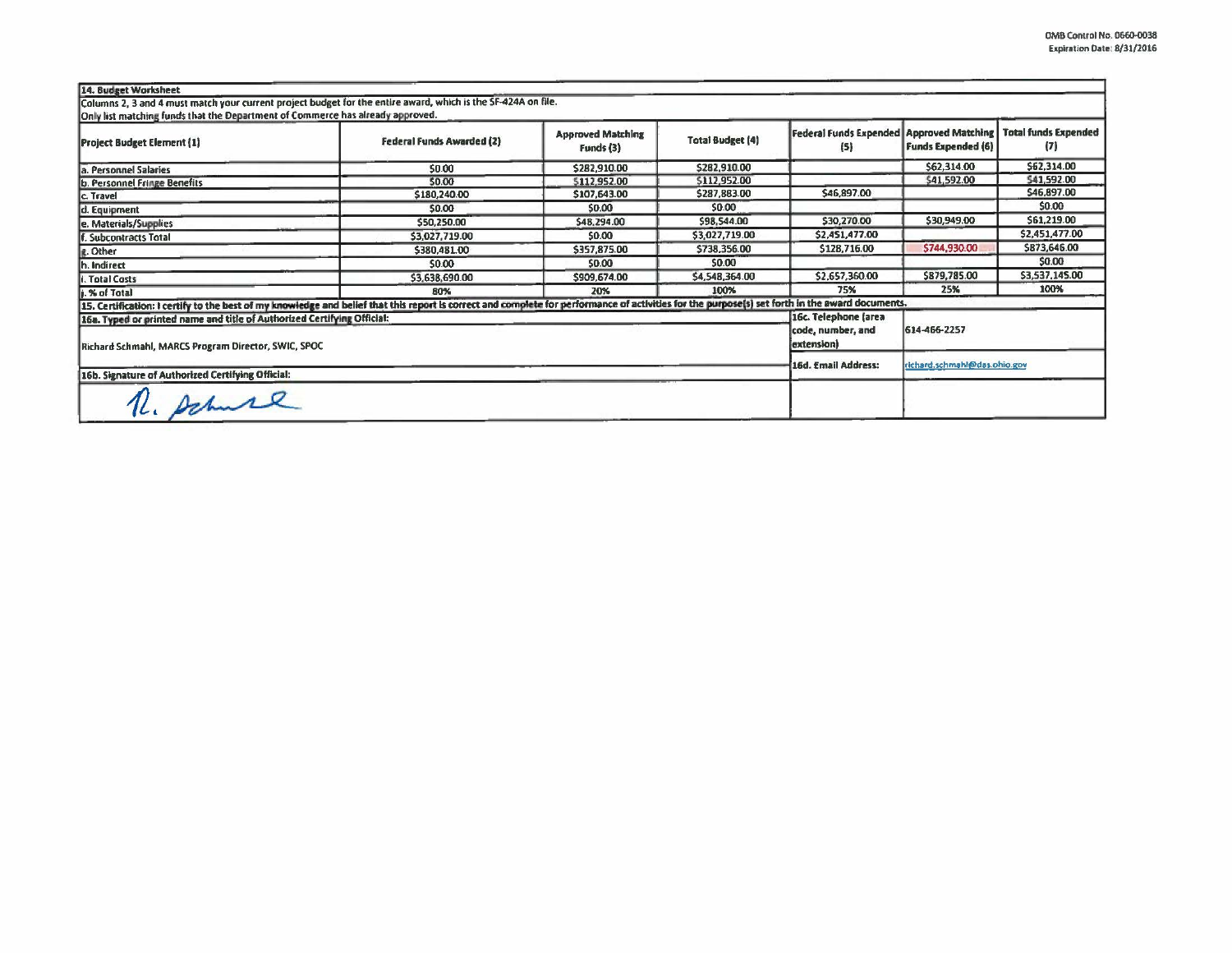OMB Control No. 0660-0038
Expiration Date: 8/31/2016

**14. Budget Worksheet**

Columns 2, 3 and 4 must match your current project budget for the entire award, which is the SF-424A on file.
Only list matching funds that the Department of Commerce has already approved.

| Project Budget Element (1) | Federal Funds Awarded (2) | Approved Matching Funds (3) | Total Budget (4) | Federal Funds Expended (5) | Approved Matching Funds Expended (6) | Total funds Expended (7) |
|---|---|---|---|---|---|---|
| a. Personnel Salaries | $0.00 | $282,910.00 | $282,910.00 | | $62,314.00 | $62,314.00 |
| b. Personnel Fringe Benefits | $0.00 | $112,952.00 | $112,952.00 | | $41,592.00 | $41,592.00 |
| c. Travel | $180,240.00 | $107,643.00 | $287,883.00 | $46,897.00 | | $46,897.00 |
| d. Equipment | $0.00 | $0.00 | $0.00 | | | $0.00 |
| e. Materials/Supplies | $50,250.00 | $48,294.00 | $98,544.00 | $30,270.00 | $30,949.00 | $61,219.00 |
| f. Subcontracts Total | $3,027,719.00 | $0.00 | $3,027,719.00 | $2,451,477.00 | | $2,451,477.00 |
| g. Other | $380,481.00 | $357,875.00 | $738,356.00 | $128,716.00 | $744,930.00 | $873,646.00 |
| h. Indirect | $0.00 | $0.00 | $0.00 | | | $0.00 |
| i. Total Costs | $3,638,690.00 | $909,674.00 | $4,548,364.00 | $2,657,360.00 | $879,785.00 | $3,537,145.00 |
| j. % of Total | 80% | 20% | 100% | 75% | 25% | 100% |

15. Certification: I certify to the best of my knowledge and belief that this report is correct and complete for performance of activities for the purpose(s) set forth in the award documents.

| | | |
|---|---|---|
| 16a. Typed or printed name and title of Authorized Certifying Official: Richard Schmahl, MARCS Program Director, SWIC, SPOC | 16c. Telephone (area code, number, and extension) | 614-466-2257 |
| 16b. Signature of Authorized Certifying Official: R. Schmahl | 16d. Email Address: | richard.schmahl@das.ohio.gov |